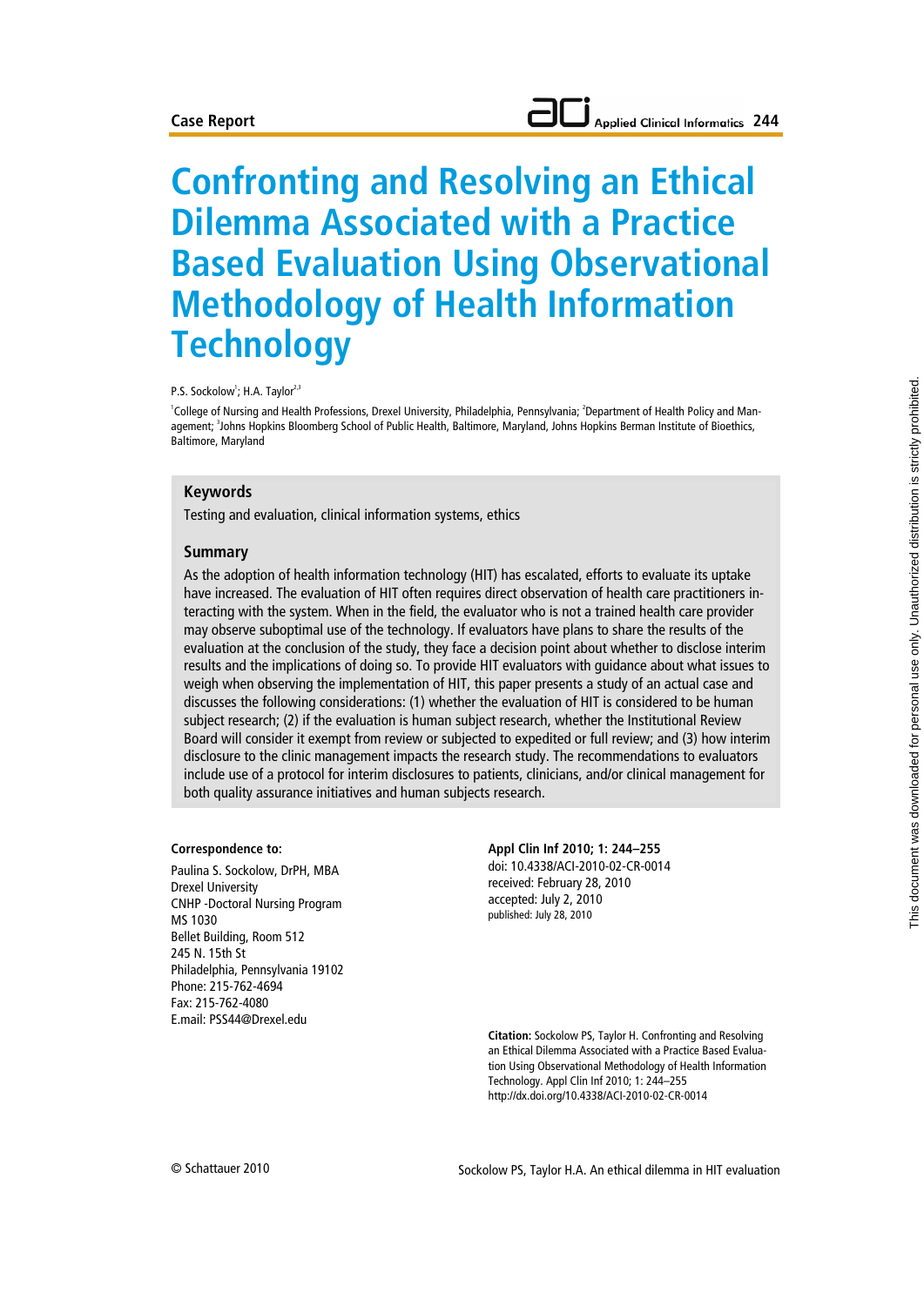Case Report

# Confronting and Resolving an Ethical Dilemma Associated with a Practice Based Evaluation Using Observational Methodology of Health Information Technology

P.S. Sockolow[1]; H.A. Taylor[2,3]

[1]College of Nursing and Health Professions, Drexel University, Philadelphia, Pennsylvania; [2]Department of Health Policy and Management; [3]Johns Hopkins Bloomberg School of Public Health, Baltimore, Maryland, Johns Hopkins Berman Institute of Bioethics, Baltimore, Maryland

## Keywords

Testing and evaluation, clinical information systems, ethics

## Summary

As the adoption of health information technology (HIT) has escalated, efforts to evaluate its uptake have increased. The evaluation of HIT often requires direct observation of health care practitioners interacting with the system. When in the field, the evaluator who is not a trained health care provider may observe suboptimal use of the technology. If evaluators have plans to share the results of the evaluation at the conclusion of the study, they face a decision point about whether to disclose interim results and the implications of doing so. To provide HIT evaluators with guidance about what issues to weigh when observing the implementation of HIT, this paper presents a study of an actual case and discusses the following considerations: (1) whether the evaluation of HIT is considered to be human subject research; (2) if the evaluation is human subject research, whether the Institutional Review Board will consider it exempt from review or subjected to expedited or full review; and (3) how interim disclosure to the clinic management impacts the research study. The recommendations to evaluators include use of a protocol for interim disclosures to patients, clinicians, and/or clinical management for both quality assurance initiatives and human subjects research.

**Correspondence to:**

Paulina S. Sockolow, DrPH, MBA
Drexel University
CNHP -Doctoral Nursing Program
MS 1030
Bellet Building, Room 512
245 N. 15th St
Philadelphia, Pennsylvania 19102
Phone: 215-762-4694
Fax: 215-762-4080
E.mail: PSS44@Drexel.edu

**Appl Clin Inf 2010; 1: 244–255**
doi: 10.4338/ACI-2010-02-CR-0014
received: February 28, 2010
accepted: July 2, 2010
published: July 28, 2010

**Citation:** Sockolow PS, Taylor H. Confronting and Resolving an Ethical Dilemma Associated with a Practice Based Evaluation Using Observational Methodology of Health Information Technology. Appl Clin Inf 2010; 1: 244–255
http://dx.doi.org/10.4338/ACI-2010-02-CR-0014

© Schattauer 2010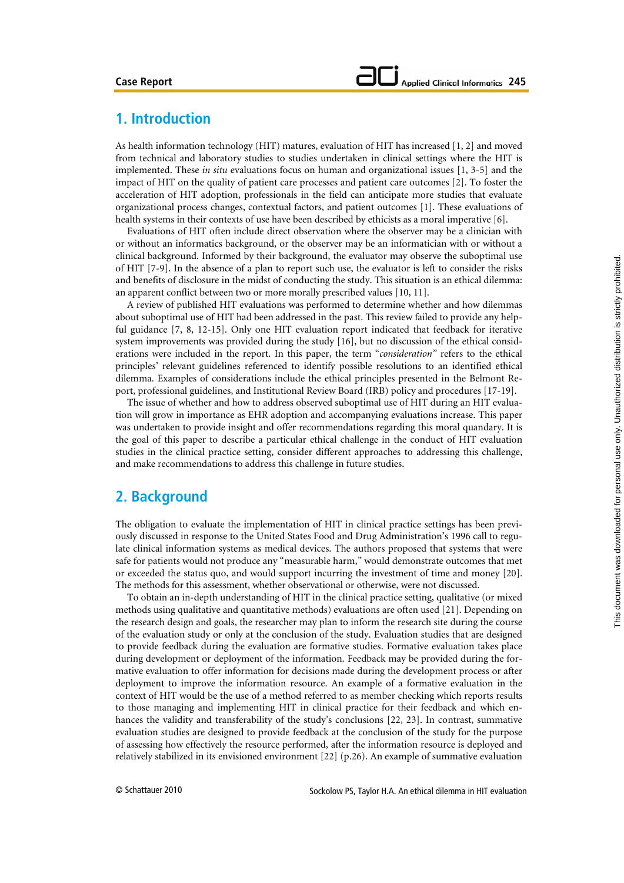## 1. Introduction

As health information technology (HIT) matures, evaluation of HIT has increased [1, 2] and moved from technical and laboratory studies to studies undertaken in clinical settings where the HIT is implemented. These *in situ* evaluations focus on human and organizational issues [1, 3-5] and the impact of HIT on the quality of patient care processes and patient care outcomes [2]. To foster the acceleration of HIT adoption, professionals in the field can anticipate more studies that evaluate organizational process changes, contextual factors, and patient outcomes [1]. These evaluations of health systems in their contexts of use have been described by ethicists as a moral imperative [6].

Evaluations of HIT often include direct observation where the observer may be a clinician with or without an informatics background, or the observer may be an informatician with or without a clinical background. Informed by their background, the evaluator may observe the suboptimal use of HIT [7-9]. In the absence of a plan to report such use, the evaluator is left to consider the risks and benefits of disclosure in the midst of conducting the study. This situation is an ethical dilemma: an apparent conflict between two or more morally prescribed values [10, 11].

A review of published HIT evaluations was performed to determine whether and how dilemmas about suboptimal use of HIT had been addressed in the past. This review failed to provide any helpful guidance [7, 8, 12-15]. Only one HIT evaluation report indicated that feedback for iterative system improvements was provided during the study [16], but no discussion of the ethical considerations were included in the report. In this paper, the term "*consideration*" refers to the ethical principles' relevant guidelines referenced to identify possible resolutions to an identified ethical dilemma. Examples of considerations include the ethical principles presented in the Belmont Report, professional guidelines, and Institutional Review Board (IRB) policy and procedures [17-19].

The issue of whether and how to address observed suboptimal use of HIT during an HIT evaluation will grow in importance as EHR adoption and accompanying evaluations increase. This paper was undertaken to provide insight and offer recommendations regarding this moral quandary. It is the goal of this paper to describe a particular ethical challenge in the conduct of HIT evaluation studies in the clinical practice setting, consider different approaches to addressing this challenge, and make recommendations to address this challenge in future studies.

## 2. Background

The obligation to evaluate the implementation of HIT in clinical practice settings has been previously discussed in response to the United States Food and Drug Administration's 1996 call to regulate clinical information systems as medical devices. The authors proposed that systems that were safe for patients would not produce any "measurable harm," would demonstrate outcomes that met or exceeded the status quo, and would support incurring the investment of time and money [20]. The methods for this assessment, whether observational or otherwise, were not discussed.

To obtain an in-depth understanding of HIT in the clinical practice setting, qualitative (or mixed methods using qualitative and quantitative methods) evaluations are often used [21]. Depending on the research design and goals, the researcher may plan to inform the research site during the course of the evaluation study or only at the conclusion of the study. Evaluation studies that are designed to provide feedback during the evaluation are formative studies. Formative evaluation takes place during development or deployment of the information. Feedback may be provided during the formative evaluation to offer information for decisions made during the development process or after deployment to improve the information resource. An example of a formative evaluation in the context of HIT would be the use of a method referred to as member checking which reports results to those managing and implementing HIT in clinical practice for their feedback and which enhances the validity and transferability of the study's conclusions [22, 23]. In contrast, summative evaluation studies are designed to provide feedback at the conclusion of the study for the purpose of assessing how effectively the resource performed, after the information resource is deployed and relatively stabilized in its envisioned environment [22] (p.26). An example of summative evaluation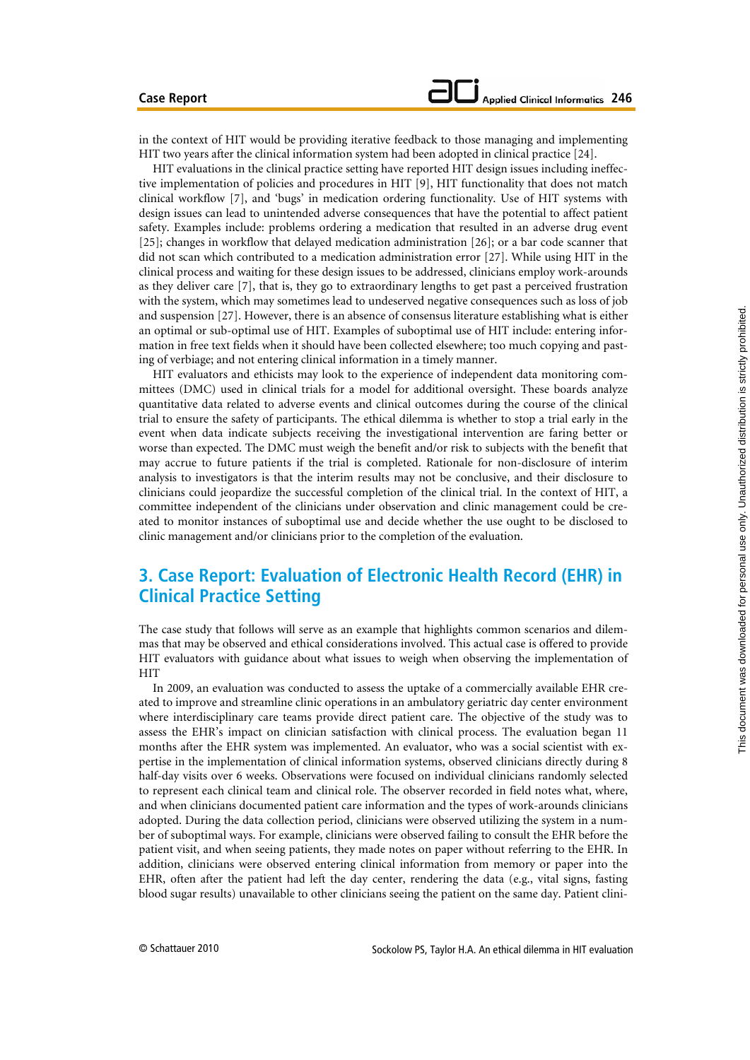in the context of HIT would be providing iterative feedback to those managing and implementing HIT two years after the clinical information system had been adopted in clinical practice [24].

HIT evaluations in the clinical practice setting have reported HIT design issues including ineffective implementation of policies and procedures in HIT [9], HIT functionality that does not match clinical workflow [7], and 'bugs' in medication ordering functionality. Use of HIT systems with design issues can lead to unintended adverse consequences that have the potential to affect patient safety. Examples include: problems ordering a medication that resulted in an adverse drug event [25]; changes in workflow that delayed medication administration [26]; or a bar code scanner that did not scan which contributed to a medication administration error [27]. While using HIT in the clinical process and waiting for these design issues to be addressed, clinicians employ work-arounds as they deliver care [7], that is, they go to extraordinary lengths to get past a perceived frustration with the system, which may sometimes lead to undeserved negative consequences such as loss of job and suspension [27]. However, there is an absence of consensus literature establishing what is either an optimal or sub-optimal use of HIT. Examples of suboptimal use of HIT include: entering information in free text fields when it should have been collected elsewhere; too much copying and pasting of verbiage; and not entering clinical information in a timely manner.

HIT evaluators and ethicists may look to the experience of independent data monitoring committees (DMC) used in clinical trials for a model for additional oversight. These boards analyze quantitative data related to adverse events and clinical outcomes during the course of the clinical trial to ensure the safety of participants. The ethical dilemma is whether to stop a trial early in the event when data indicate subjects receiving the investigational intervention are faring better or worse than expected. The DMC must weigh the benefit and/or risk to subjects with the benefit that may accrue to future patients if the trial is completed. Rationale for non-disclosure of interim analysis to investigators is that the interim results may not be conclusive, and their disclosure to clinicians could jeopardize the successful completion of the clinical trial. In the context of HIT, a committee independent of the clinicians under observation and clinic management could be created to monitor instances of suboptimal use and decide whether the use ought to be disclosed to clinic management and/or clinicians prior to the completion of the evaluation.

## 3. Case Report: Evaluation of Electronic Health Record (EHR) in Clinical Practice Setting

The case study that follows will serve as an example that highlights common scenarios and dilemmas that may be observed and ethical considerations involved. This actual case is offered to provide HIT evaluators with guidance about what issues to weigh when observing the implementation of HIT

In 2009, an evaluation was conducted to assess the uptake of a commercially available EHR created to improve and streamline clinic operations in an ambulatory geriatric day center environment where interdisciplinary care teams provide direct patient care. The objective of the study was to assess the EHR's impact on clinician satisfaction with clinical process. The evaluation began 11 months after the EHR system was implemented. An evaluator, who was a social scientist with expertise in the implementation of clinical information systems, observed clinicians directly during 8 half-day visits over 6 weeks. Observations were focused on individual clinicians randomly selected to represent each clinical team and clinical role. The observer recorded in field notes what, where, and when clinicians documented patient care information and the types of work-arounds clinicians adopted. During the data collection period, clinicians were observed utilizing the system in a number of suboptimal ways. For example, clinicians were observed failing to consult the EHR before the patient visit, and when seeing patients, they made notes on paper without referring to the EHR. In addition, clinicians were observed entering clinical information from memory or paper into the EHR, often after the patient had left the day center, rendering the data (e.g., vital signs, fasting blood sugar results) unavailable to other clinicians seeing the patient on the same day. Patient clini-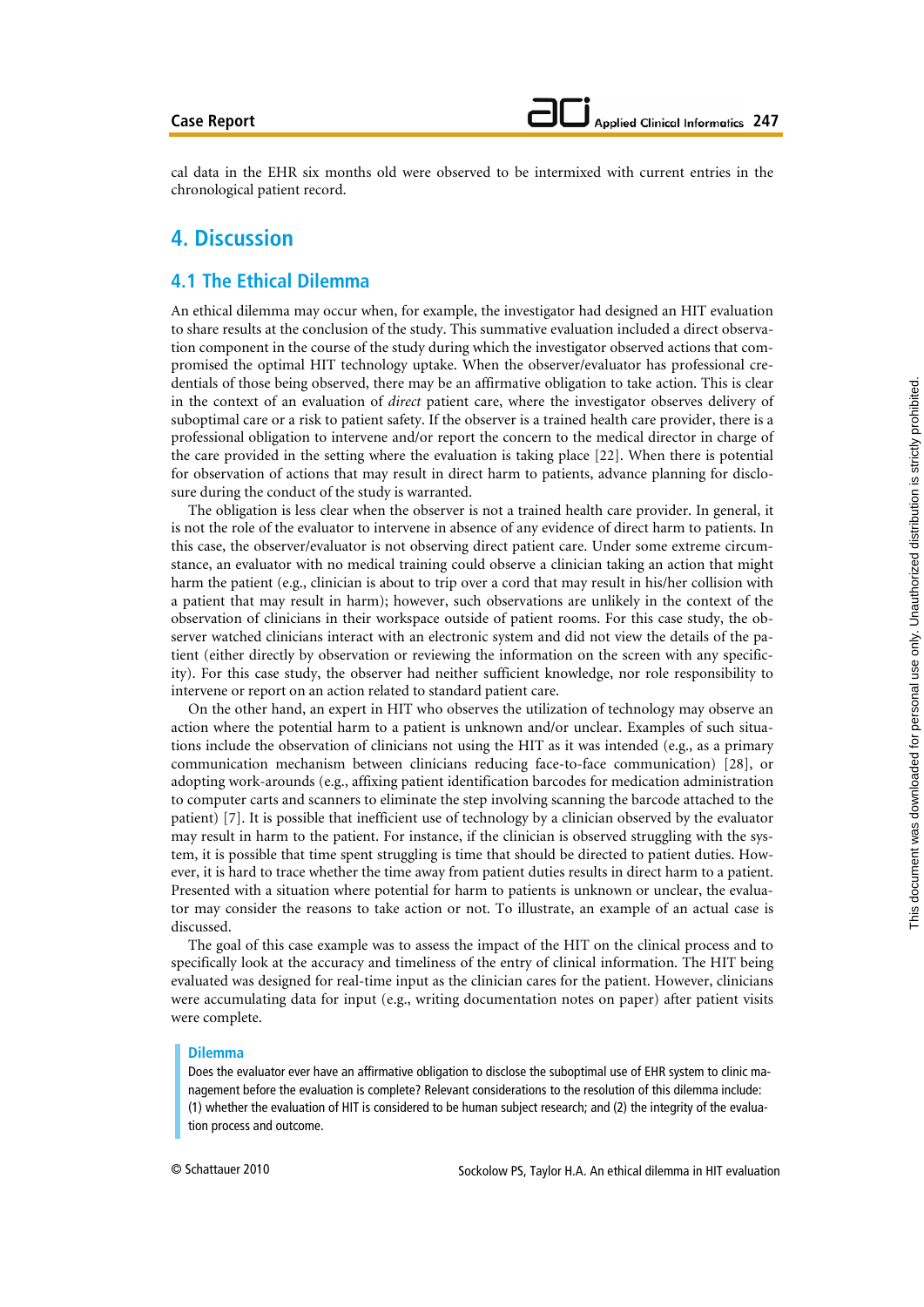cal data in the EHR six months old were observed to be intermixed with current entries in the chronological patient record.

## 4. Discussion

### 4.1 The Ethical Dilemma

An ethical dilemma may occur when, for example, the investigator had designed an HIT evaluation to share results at the conclusion of the study. This summative evaluation included a direct observation component in the course of the study during which the investigator observed actions that compromised the optimal HIT technology uptake. When the observer/evaluator has professional credentials of those being observed, there may be an affirmative obligation to take action. This is clear in the context of an evaluation of *direct* patient care, where the investigator observes delivery of suboptimal care or a risk to patient safety. If the observer is a trained health care provider, there is a professional obligation to intervene and/or report the concern to the medical director in charge of the care provided in the setting where the evaluation is taking place [22]. When there is potential for observation of actions that may result in direct harm to patients, advance planning for disclosure during the conduct of the study is warranted.

The obligation is less clear when the observer is not a trained health care provider. In general, it is not the role of the evaluator to intervene in absence of any evidence of direct harm to patients. In this case, the observer/evaluator is not observing direct patient care. Under some extreme circumstance, an evaluator with no medical training could observe a clinician taking an action that might harm the patient (e.g., clinician is about to trip over a cord that may result in his/her collision with a patient that may result in harm); however, such observations are unlikely in the context of the observation of clinicians in their workspace outside of patient rooms. For this case study, the observer watched clinicians interact with an electronic system and did not view the details of the patient (either directly by observation or reviewing the information on the screen with any specificity). For this case study, the observer had neither sufficient knowledge, nor role responsibility to intervene or report on an action related to standard patient care.

On the other hand, an expert in HIT who observes the utilization of technology may observe an action where the potential harm to a patient is unknown and/or unclear. Examples of such situations include the observation of clinicians not using the HIT as it was intended (e.g., as a primary communication mechanism between clinicians reducing face-to-face communication) [28], or adopting work-arounds (e.g., affixing patient identification barcodes for medication administration to computer carts and scanners to eliminate the step involving scanning the barcode attached to the patient) [7]. It is possible that inefficient use of technology by a clinician observed by the evaluator may result in harm to the patient. For instance, if the clinician is observed struggling with the system, it is possible that time spent struggling is time that should be directed to patient duties. However, it is hard to trace whether the time away from patient duties results in direct harm to a patient. Presented with a situation where potential for harm to patients is unknown or unclear, the evaluator may consider the reasons to take action or not. To illustrate, an example of an actual case is discussed.

The goal of this case example was to assess the impact of the HIT on the clinical process and to specifically look at the accuracy and timeliness of the entry of clinical information. The HIT being evaluated was designed for real-time input as the clinician cares for the patient. However, clinicians were accumulating data for input (e.g., writing documentation notes on paper) after patient visits were complete.

> **Dilemma**
>
> Does the evaluator ever have an affirmative obligation to disclose the suboptimal use of EHR system to clinic management before the evaluation is complete? Relevant considerations to the resolution of this dilemma include: (1) whether the evaluation of HIT is considered to be human subject research; and (2) the integrity of the evaluation process and outcome.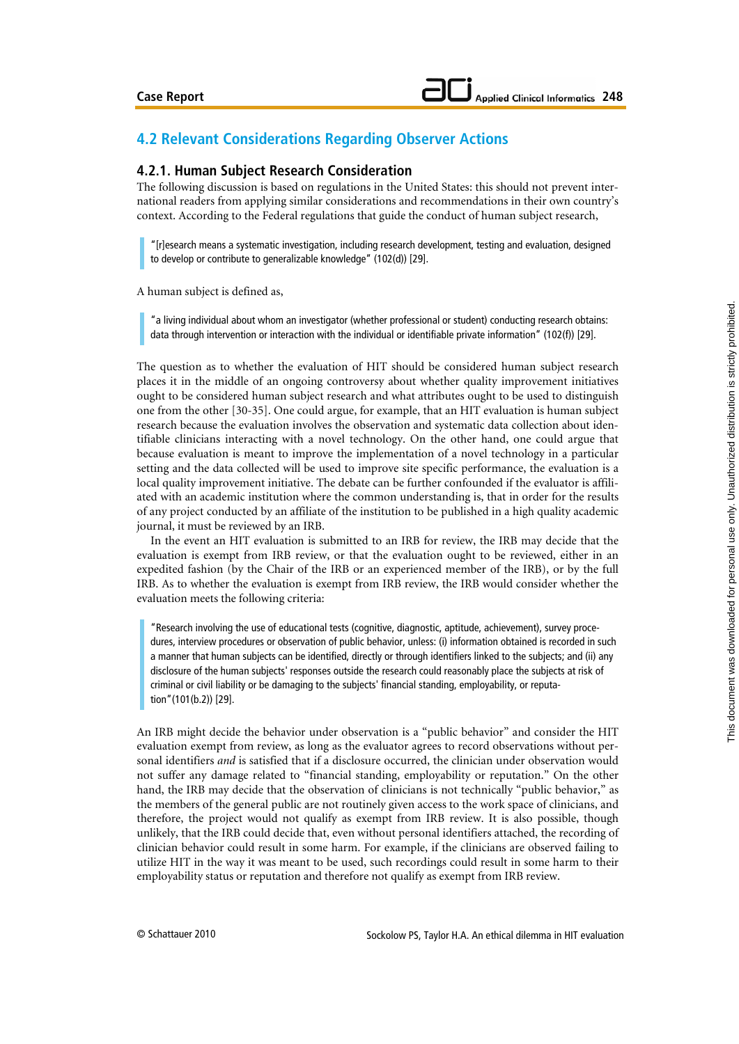## 4.2 Relevant Considerations Regarding Observer Actions

### 4.2.1. Human Subject Research Consideration

The following discussion is based on regulations in the United States: this should not prevent international readers from applying similar considerations and recommendations in their own country's context. According to the Federal regulations that guide the conduct of human subject research,

> "[r]esearch means a systematic investigation, including research development, testing and evaluation, designed to develop or contribute to generalizable knowledge" (102(d)) [29].

A human subject is defined as,

> "a living individual about whom an investigator (whether professional or student) conducting research obtains: data through intervention or interaction with the individual or identifiable private information" (102(f)) [29].

The question as to whether the evaluation of HIT should be considered human subject research places it in the middle of an ongoing controversy about whether quality improvement initiatives ought to be considered human subject research and what attributes ought to be used to distinguish one from the other [30-35]. One could argue, for example, that an HIT evaluation is human subject research because the evaluation involves the observation and systematic data collection about identifiable clinicians interacting with a novel technology. On the other hand, one could argue that because evaluation is meant to improve the implementation of a novel technology in a particular setting and the data collected will be used to improve site specific performance, the evaluation is a local quality improvement initiative. The debate can be further confounded if the evaluator is affiliated with an academic institution where the common understanding is, that in order for the results of any project conducted by an affiliate of the institution to be published in a high quality academic journal, it must be reviewed by an IRB.

In the event an HIT evaluation is submitted to an IRB for review, the IRB may decide that the evaluation is exempt from IRB review, or that the evaluation ought to be reviewed, either in an expedited fashion (by the Chair of the IRB or an experienced member of the IRB), or by the full IRB. As to whether the evaluation is exempt from IRB review, the IRB would consider whether the evaluation meets the following criteria:

> "Research involving the use of educational tests (cognitive, diagnostic, aptitude, achievement), survey procedures, interview procedures or observation of public behavior, unless: (i) information obtained is recorded in such a manner that human subjects can be identified, directly or through identifiers linked to the subjects; and (ii) any disclosure of the human subjects' responses outside the research could reasonably place the subjects at risk of criminal or civil liability or be damaging to the subjects' financial standing, employability, or reputation"(101(b.2)) [29].

An IRB might decide the behavior under observation is a "public behavior" and consider the HIT evaluation exempt from review, as long as the evaluator agrees to record observations without personal identifiers *and* is satisfied that if a disclosure occurred, the clinician under observation would not suffer any damage related to "financial standing, employability or reputation." On the other hand, the IRB may decide that the observation of clinicians is not technically "public behavior," as the members of the general public are not routinely given access to the work space of clinicians, and therefore, the project would not qualify as exempt from IRB review. It is also possible, though unlikely, that the IRB could decide that, even without personal identifiers attached, the recording of clinician behavior could result in some harm. For example, if the clinicians are observed failing to utilize HIT in the way it was meant to be used, such recordings could result in some harm to their employability status or reputation and therefore not qualify as exempt from IRB review.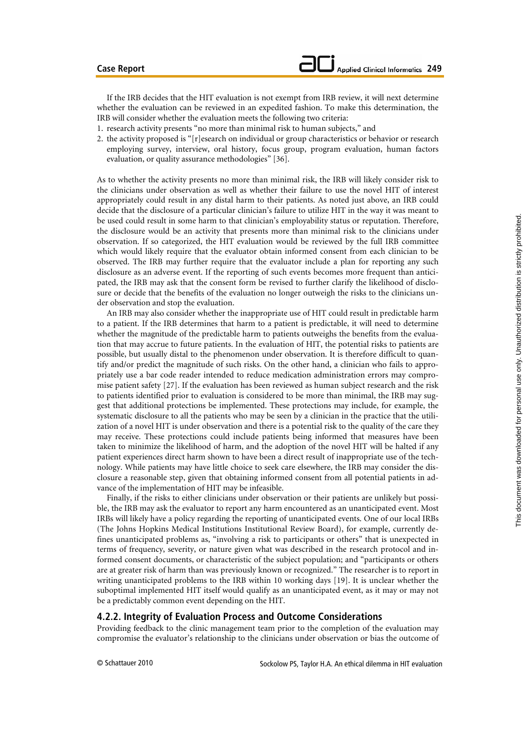If the IRB decides that the HIT evaluation is not exempt from IRB review, it will next determine whether the evaluation can be reviewed in an expedited fashion. To make this determination, the IRB will consider whether the evaluation meets the following two criteria:

1. research activity presents "no more than minimal risk to human subjects," and
2. the activity proposed is "[r]esearch on individual or group characteristics or behavior or research employing survey, interview, oral history, focus group, program evaluation, human factors evaluation, or quality assurance methodologies" [36].

As to whether the activity presents no more than minimal risk, the IRB will likely consider risk to the clinicians under observation as well as whether their failure to use the novel HIT of interest appropriately could result in any distal harm to their patients. As noted just above, an IRB could decide that the disclosure of a particular clinician's failure to utilize HIT in the way it was meant to be used could result in some harm to that clinician's employability status or reputation. Therefore, the disclosure would be an activity that presents more than minimal risk to the clinicians under observation. If so categorized, the HIT evaluation would be reviewed by the full IRB committee which would likely require that the evaluator obtain informed consent from each clinician to be observed. The IRB may further require that the evaluator include a plan for reporting any such disclosure as an adverse event. If the reporting of such events becomes more frequent than anticipated, the IRB may ask that the consent form be revised to further clarify the likelihood of disclosure or decide that the benefits of the evaluation no longer outweigh the risks to the clinicians under observation and stop the evaluation.

An IRB may also consider whether the inappropriate use of HIT could result in predictable harm to a patient. If the IRB determines that harm to a patient is predictable, it will need to determine whether the magnitude of the predictable harm to patients outweighs the benefits from the evaluation that may accrue to future patients. In the evaluation of HIT, the potential risks to patients are possible, but usually distal to the phenomenon under observation. It is therefore difficult to quantify and/or predict the magnitude of such risks. On the other hand, a clinician who fails to appropriately use a bar code reader intended to reduce medication administration errors may compromise patient safety [27]. If the evaluation has been reviewed as human subject research and the risk to patients identified prior to evaluation is considered to be more than minimal, the IRB may suggest that additional protections be implemented. These protections may include, for example, the systematic disclosure to all the patients who may be seen by a clinician in the practice that the utilization of a novel HIT is under observation and there is a potential risk to the quality of the care they may receive. These protections could include patients being informed that measures have been taken to minimize the likelihood of harm, and the adoption of the novel HIT will be halted if any patient experiences direct harm shown to have been a direct result of inappropriate use of the technology. While patients may have little choice to seek care elsewhere, the IRB may consider the disclosure a reasonable step, given that obtaining informed consent from all potential patients in advance of the implementation of HIT may be infeasible.

Finally, if the risks to either clinicians under observation or their patients are unlikely but possible, the IRB may ask the evaluator to report any harm encountered as an unanticipated event. Most IRBs will likely have a policy regarding the reporting of unanticipated events. One of our local IRBs (The Johns Hopkins Medical Institutions Institutional Review Board), for example, currently defines unanticipated problems as, "involving a risk to participants or others" that is unexpected in terms of frequency, severity, or nature given what was described in the research protocol and informed consent documents, or characteristic of the subject population; and "participants or others are at greater risk of harm than was previously known or recognized." The researcher is to report in writing unanticipated problems to the IRB within 10 working days [19]. It is unclear whether the suboptimal implemented HIT itself would qualify as an unanticipated event, as it may or may not be a predictably common event depending on the HIT.

### 4.2.2. Integrity of Evaluation Process and Outcome Considerations

Providing feedback to the clinic management team prior to the completion of the evaluation may compromise the evaluator's relationship to the clinicians under observation or bias the outcome of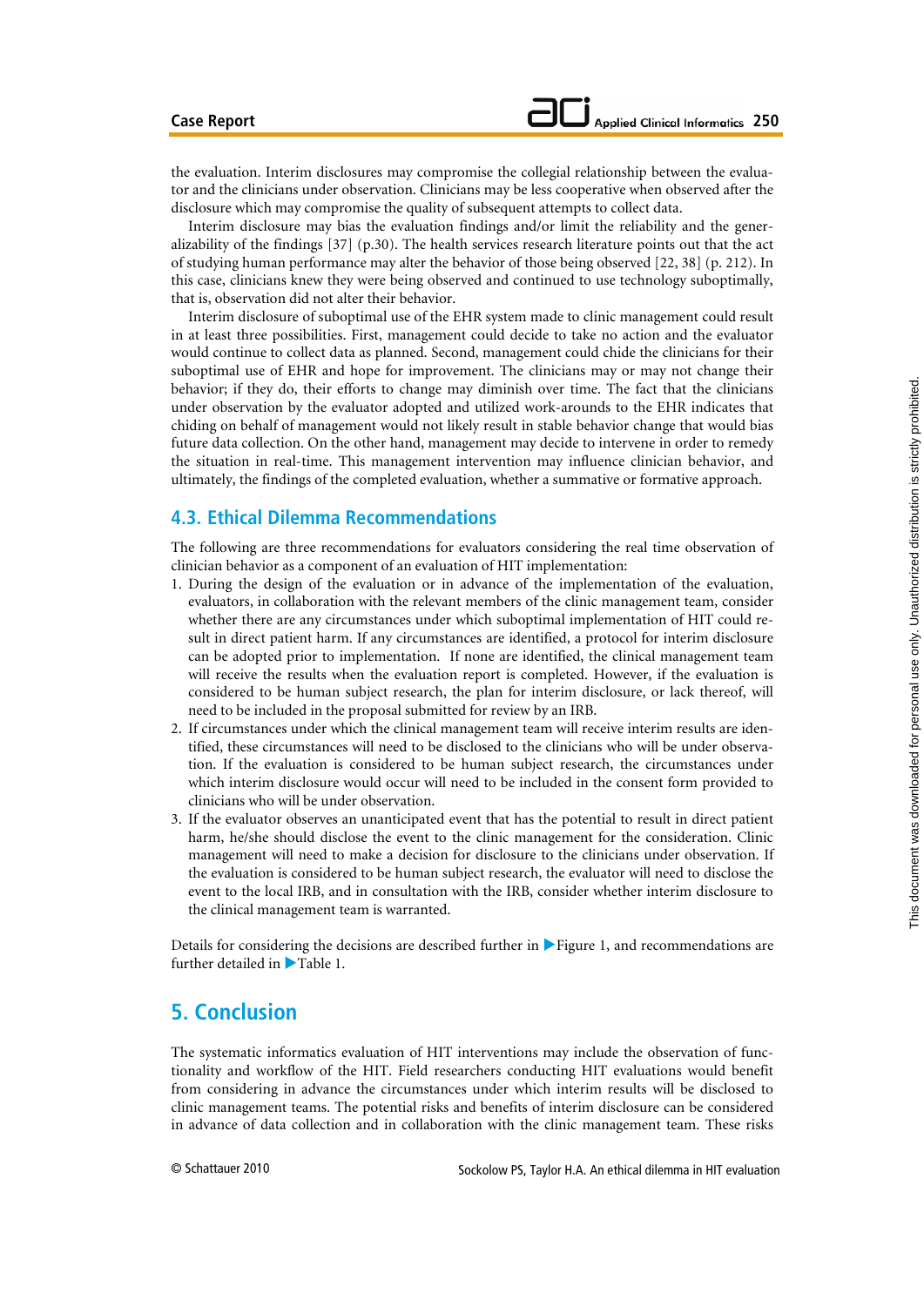the evaluation. Interim disclosures may compromise the collegial relationship between the evaluator and the clinicians under observation. Clinicians may be less cooperative when observed after the disclosure which may compromise the quality of subsequent attempts to collect data.

Interim disclosure may bias the evaluation findings and/or limit the reliability and the generalizability of the findings [37] (p.30). The health services research literature points out that the act of studying human performance may alter the behavior of those being observed [22, 38] (p. 212). In this case, clinicians knew they were being observed and continued to use technology suboptimally, that is, observation did not alter their behavior.

Interim disclosure of suboptimal use of the EHR system made to clinic management could result in at least three possibilities. First, management could decide to take no action and the evaluator would continue to collect data as planned. Second, management could chide the clinicians for their suboptimal use of EHR and hope for improvement. The clinicians may or may not change their behavior; if they do, their efforts to change may diminish over time. The fact that the clinicians under observation by the evaluator adopted and utilized work-arounds to the EHR indicates that chiding on behalf of management would not likely result in stable behavior change that would bias future data collection. On the other hand, management may decide to intervene in order to remedy the situation in real-time. This management intervention may influence clinician behavior, and ultimately, the findings of the completed evaluation, whether a summative or formative approach.

## 4.3. Ethical Dilemma Recommendations

The following are three recommendations for evaluators considering the real time observation of clinician behavior as a component of an evaluation of HIT implementation:

1. During the design of the evaluation or in advance of the implementation of the evaluation, evaluators, in collaboration with the relevant members of the clinic management team, consider whether there are any circumstances under which suboptimal implementation of HIT could result in direct patient harm. If any circumstances are identified, a protocol for interim disclosure can be adopted prior to implementation. If none are identified, the clinical management team will receive the results when the evaluation report is completed. However, if the evaluation is considered to be human subject research, the plan for interim disclosure, or lack thereof, will need to be included in the proposal submitted for review by an IRB.
2. If circumstances under which the clinical management team will receive interim results are identified, these circumstances will need to be disclosed to the clinicians who will be under observation. If the evaluation is considered to be human subject research, the circumstances under which interim disclosure would occur will need to be included in the consent form provided to clinicians who will be under observation.
3. If the evaluator observes an unanticipated event that has the potential to result in direct patient harm, he/she should disclose the event to the clinic management for the consideration. Clinic management will need to make a decision for disclosure to the clinicians under observation. If the evaluation is considered to be human subject research, the evaluator will need to disclose the event to the local IRB, and in consultation with the IRB, consider whether interim disclosure to the clinical management team is warranted.

Details for considering the decisions are described further in Figure 1, and recommendations are further detailed in Table 1.

# 5. Conclusion

The systematic informatics evaluation of HIT interventions may include the observation of functionality and workflow of the HIT. Field researchers conducting HIT evaluations would benefit from considering in advance the circumstances under which interim results will be disclosed to clinic management teams. The potential risks and benefits of interim disclosure can be considered in advance of data collection and in collaboration with the clinic management team. These risks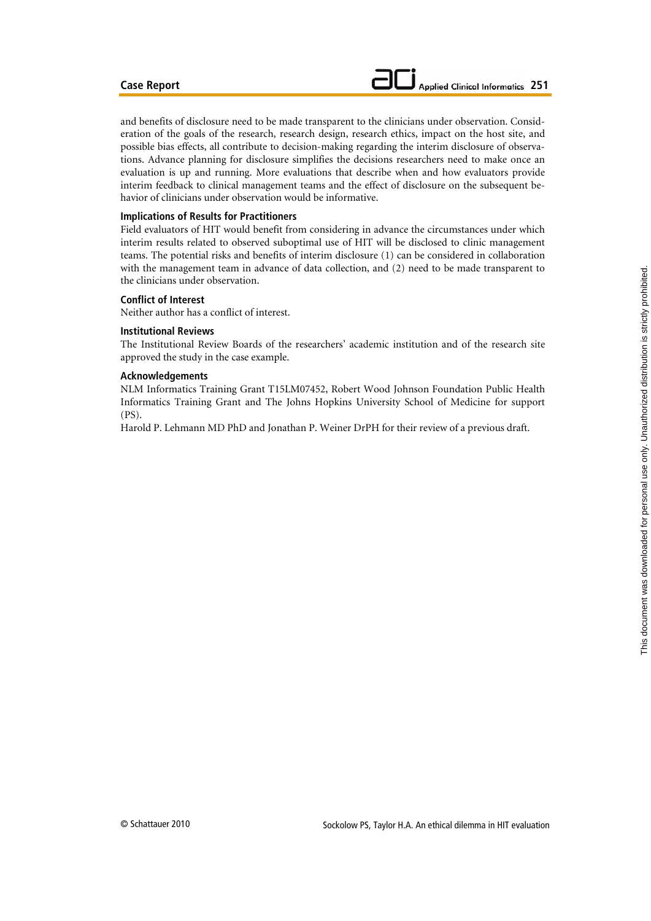and benefits of disclosure need to be made transparent to the clinicians under observation. Consideration of the goals of the research, research design, research ethics, impact on the host site, and possible bias effects, all contribute to decision-making regarding the interim disclosure of observations. Advance planning for disclosure simplifies the decisions researchers need to make once an evaluation is up and running. More evaluations that describe when and how evaluators provide interim feedback to clinical management teams and the effect of disclosure on the subsequent behavior of clinicians under observation would be informative.

### Implications of Results for Practitioners

Field evaluators of HIT would benefit from considering in advance the circumstances under which interim results related to observed suboptimal use of HIT will be disclosed to clinic management teams. The potential risks and benefits of interim disclosure (1) can be considered in collaboration with the management team in advance of data collection, and (2) need to be made transparent to the clinicians under observation.

### Conflict of Interest

Neither author has a conflict of interest.

### Institutional Reviews

The Institutional Review Boards of the researchers' academic institution and of the research site approved the study in the case example.

### Acknowledgements

NLM Informatics Training Grant T15LM07452, Robert Wood Johnson Foundation Public Health Informatics Training Grant and The Johns Hopkins University School of Medicine for support (PS).

Harold P. Lehmann MD PhD and Jonathan P. Weiner DrPH for their review of a previous draft.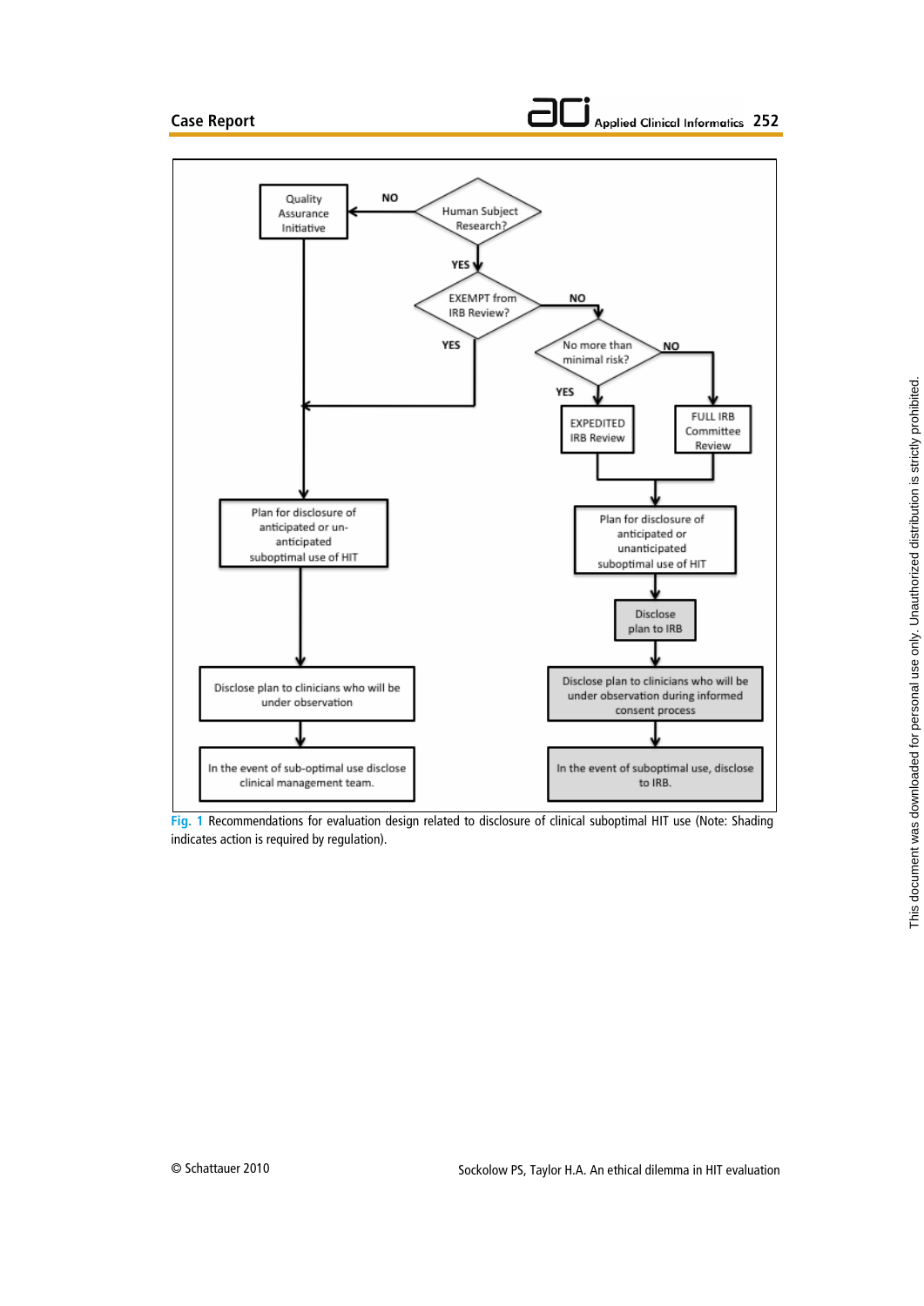**Fig. 1** Recommendations for evaluation design related to disclosure of clinical suboptimal HIT use (Note: Shading indicates action is required by regulation).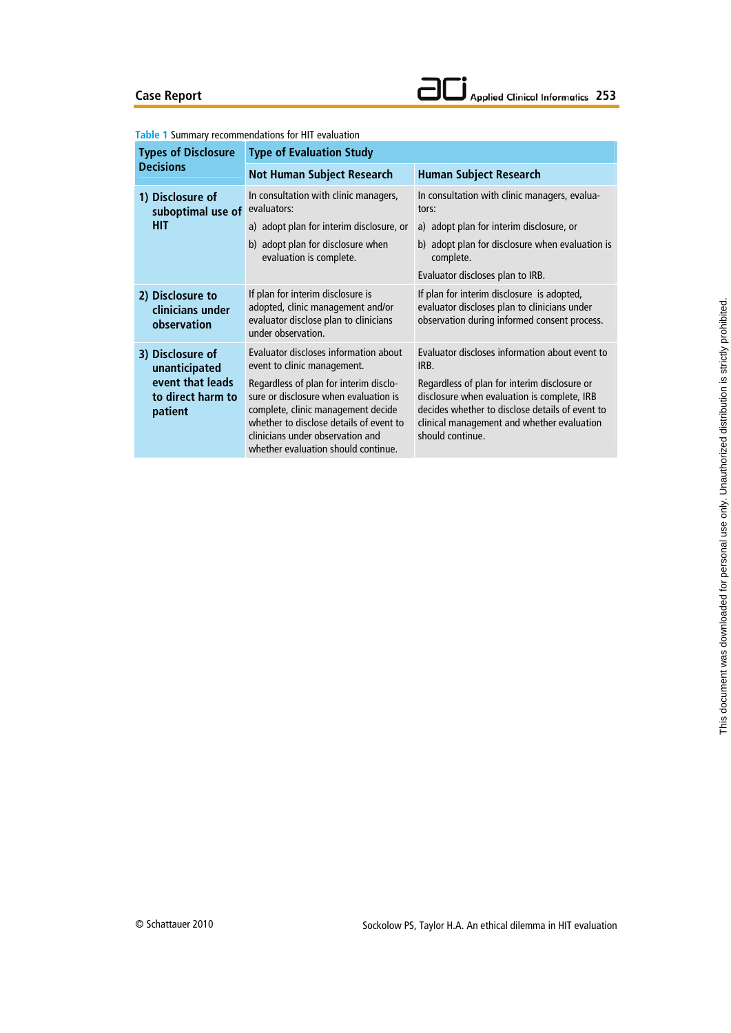**Table 1** Summary recommendations for HIT evaluation

| Types of Disclosure Decisions | Type of Evaluation Study | |
|---|---|---|
| | **Not Human Subject Research** | **Human Subject Research** |
| **1) Disclosure of suboptimal use of HIT** | In consultation with clinic managers, evaluators: a) adopt plan for interim disclosure, or b) adopt plan for disclosure when evaluation is complete. | In consultation with clinic managers, evaluators: a) adopt plan for interim disclosure, or b) adopt plan for disclosure when evaluation is complete. Evaluator discloses plan to IRB. |
| **2) Disclosure to clinicians under observation** | If plan for interim disclosure is adopted, clinic management and/or evaluator disclose plan to clinicians under observation. | If plan for interim disclosure is adopted, evaluator discloses plan to clinicians under observation during informed consent process. |
| **3) Disclosure of unanticipated event that leads to direct harm to patient** | Evaluator discloses information about event to clinic management. Regardless of plan for interim disclosure or disclosure when evaluation is complete, clinic management decide whether to disclose details of event to clinicians under observation and whether evaluation should continue. | Evaluator discloses information about event to IRB. Regardless of plan for interim disclosure or disclosure when evaluation is complete, IRB decides whether to disclose details of event to clinical management and whether evaluation should continue. |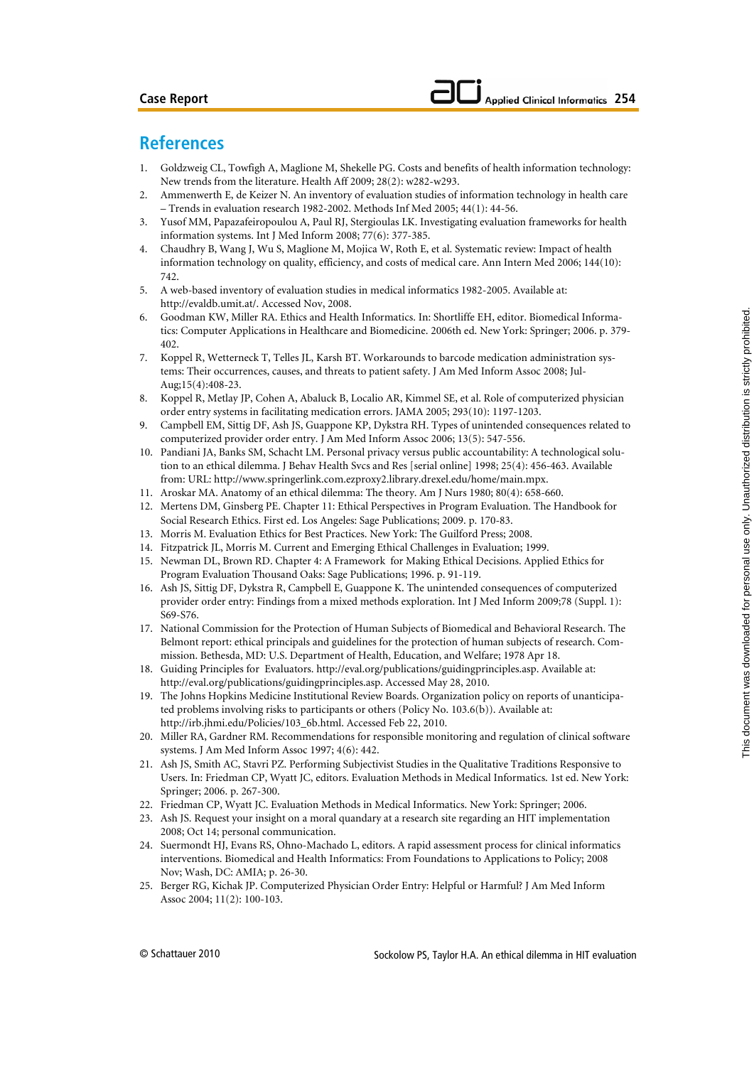## References

1. Goldzweig CL, Towfigh A, Maglione M, Shekelle PG. Costs and benefits of health information technology: New trends from the literature. Health Aff 2009; 28(2): w282-w293.
2. Ammenwerth E, de Keizer N. An inventory of evaluation studies of information technology in health care – Trends in evaluation research 1982-2002. Methods Inf Med 2005; 44(1): 44-56.
3. Yusof MM, Papazafeiropoulou A, Paul RJ, Stergioulas LK. Investigating evaluation frameworks for health information systems. Int J Med Inform 2008; 77(6): 377-385.
4. Chaudhry B, Wang J, Wu S, Maglione M, Mojica W, Roth E, et al. Systematic review: Impact of health information technology on quality, efficiency, and costs of medical care. Ann Intern Med 2006; 144(10): 742.
5. A web-based inventory of evaluation studies in medical informatics 1982-2005. Available at: http://evaldb.umit.at/. Accessed Nov, 2008.
6. Goodman KW, Miller RA. Ethics and Health Informatics. In: Shortliffe EH, editor. Biomedical Informatics: Computer Applications in Healthcare and Biomedicine. 2006th ed. New York: Springer; 2006. p. 379-402.
7. Koppel R, Wetterneck T, Telles JL, Karsh BT. Workarounds to barcode medication administration systems: Their occurrences, causes, and threats to patient safety. J Am Med Inform Assoc 2008; Jul-Aug;15(4):408-23.
8. Koppel R, Metlay JP, Cohen A, Abaluck B, Localio AR, Kimmel SE, et al. Role of computerized physician order entry systems in facilitating medication errors. JAMA 2005; 293(10): 1197-1203.
9. Campbell EM, Sittig DF, Ash JS, Guappone KP, Dykstra RH. Types of unintended consequences related to computerized provider order entry. J Am Med Inform Assoc 2006; 13(5): 547-556.
10. Pandiani JA, Banks SM, Schacht LM. Personal privacy versus public accountability: A technological solution to an ethical dilemma. J Behav Health Svcs and Res [serial online] 1998; 25(4): 456-463. Available from: URL: http://www.springerlink.com.ezproxy2.library.drexel.edu/home/main.mpx.
11. Aroskar MA. Anatomy of an ethical dilemma: The theory. Am J Nurs 1980; 80(4): 658-660.
12. Mertens DM, Ginsberg PE. Chapter 11: Ethical Perspectives in Program Evaluation. The Handbook for Social Research Ethics. First ed. Los Angeles: Sage Publications; 2009. p. 170-83.
13. Morris M. Evaluation Ethics for Best Practices. New York: The Guilford Press; 2008.
14. Fitzpatrick JL, Morris M. Current and Emerging Ethical Challenges in Evaluation; 1999.
15. Newman DL, Brown RD. Chapter 4: A Framework for Making Ethical Decisions. Applied Ethics for Program Evaluation Thousand Oaks: Sage Publications; 1996. p. 91-119.
16. Ash JS, Sittig DF, Dykstra R, Campbell E, Guappone K. The unintended consequences of computerized provider order entry: Findings from a mixed methods exploration. Int J Med Inform 2009;78 (Suppl. 1): S69-S76.
17. National Commission for the Protection of Human Subjects of Biomedical and Behavioral Research. The Belmont report: ethical principals and guidelines for the protection of human subjects of research. Commission. Bethesda, MD: U.S. Department of Health, Education, and Welfare; 1978 Apr 18.
18. Guiding Principles for Evaluators. http://eval.org/publications/guidingprinciples.asp. Available at: http://eval.org/publications/guidingprinciples.asp. Accessed May 28, 2010.
19. The Johns Hopkins Medicine Institutional Review Boards. Organization policy on reports of unanticipated problems involving risks to participants or others (Policy No. 103.6(b)). Available at: http://irb.jhmi.edu/Policies/103_6b.html. Accessed Feb 22, 2010.
20. Miller RA, Gardner RM. Recommendations for responsible monitoring and regulation of clinical software systems. J Am Med Inform Assoc 1997; 4(6): 442.
21. Ash JS, Smith AC, Stavri PZ. Performing Subjectivist Studies in the Qualitative Traditions Responsive to Users. In: Friedman CP, Wyatt JC, editors. Evaluation Methods in Medical Informatics. 1st ed. New York: Springer; 2006. p. 267-300.
22. Friedman CP, Wyatt JC. Evaluation Methods in Medical Informatics. New York: Springer; 2006.
23. Ash JS. Request your insight on a moral quandary at a research site regarding an HIT implementation 2008; Oct 14; personal communication.
24. Suermondt HJ, Evans RS, Ohno-Machado L, editors. A rapid assessment process for clinical informatics interventions. Biomedical and Health Informatics: From Foundations to Applications to Policy; 2008 Nov; Wash, DC: AMIA; p. 26-30.
25. Berger RG, Kichak JP. Computerized Physician Order Entry: Helpful or Harmful? J Am Med Inform Assoc 2004; 11(2): 100-103.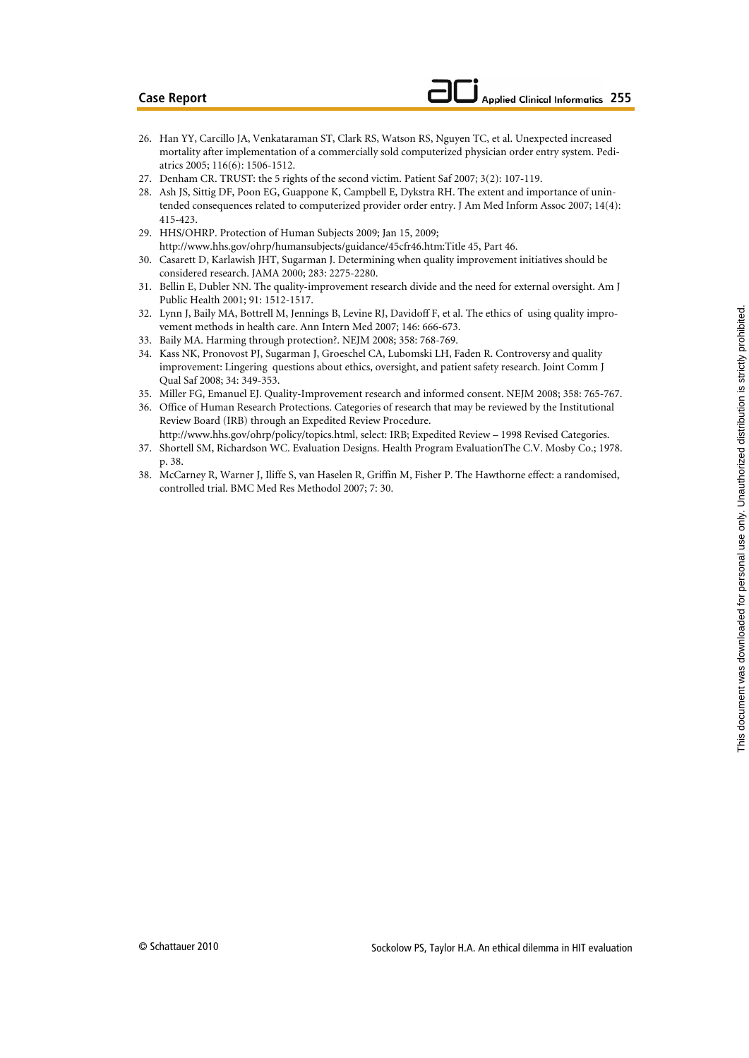26. Han YY, Carcillo JA, Venkataraman ST, Clark RS, Watson RS, Nguyen TC, et al. Unexpected increased mortality after implementation of a commercially sold computerized physician order entry system. Pediatrics 2005; 116(6): 1506-1512.
27. Denham CR. TRUST: the 5 rights of the second victim. Patient Saf 2007; 3(2): 107-119.
28. Ash JS, Sittig DF, Poon EG, Guappone K, Campbell E, Dykstra RH. The extent and importance of unintended consequences related to computerized provider order entry. J Am Med Inform Assoc 2007; 14(4): 415-423.
29. HHS/OHRP. Protection of Human Subjects 2009; Jan 15, 2009; http://www.hhs.gov/ohrp/humansubjects/guidance/45cfr46.htm:Title 45, Part 46.
30. Casarett D, Karlawish JHT, Sugarman J. Determining when quality improvement initiatives should be considered research. JAMA 2000; 283: 2275-2280.
31. Bellin E, Dubler NN. The quality-improvement research divide and the need for external oversight. Am J Public Health 2001; 91: 1512-1517.
32. Lynn J, Baily MA, Bottrell M, Jennings B, Levine RJ, Davidoff F, et al. The ethics of using quality improvement methods in health care. Ann Intern Med 2007; 146: 666-673.
33. Baily MA. Harming through protection?. NEJM 2008; 358: 768-769.
34. Kass NK, Pronovost PJ, Sugarman J, Groeschel CA, Lubomski LH, Faden R. Controversy and quality improvement: Lingering questions about ethics, oversight, and patient safety research. Joint Comm J Qual Saf 2008; 34: 349-353.
35. Miller FG, Emanuel EJ. Quality-Improvement research and informed consent. NEJM 2008; 358: 765-767.
36. Office of Human Research Protections. Categories of research that may be reviewed by the Institutional Review Board (IRB) through an Expedited Review Procedure. http://www.hhs.gov/ohrp/policy/topics.html, select: IRB; Expedited Review – 1998 Revised Categories.
37. Shortell SM, Richardson WC. Evaluation Designs. Health Program EvaluationThe C.V. Mosby Co.; 1978. p. 38.
38. McCarney R, Warner J, Iliffe S, van Haselen R, Griffin M, Fisher P. The Hawthorne effect: a randomised, controlled trial. BMC Med Res Methodol 2007; 7: 30.